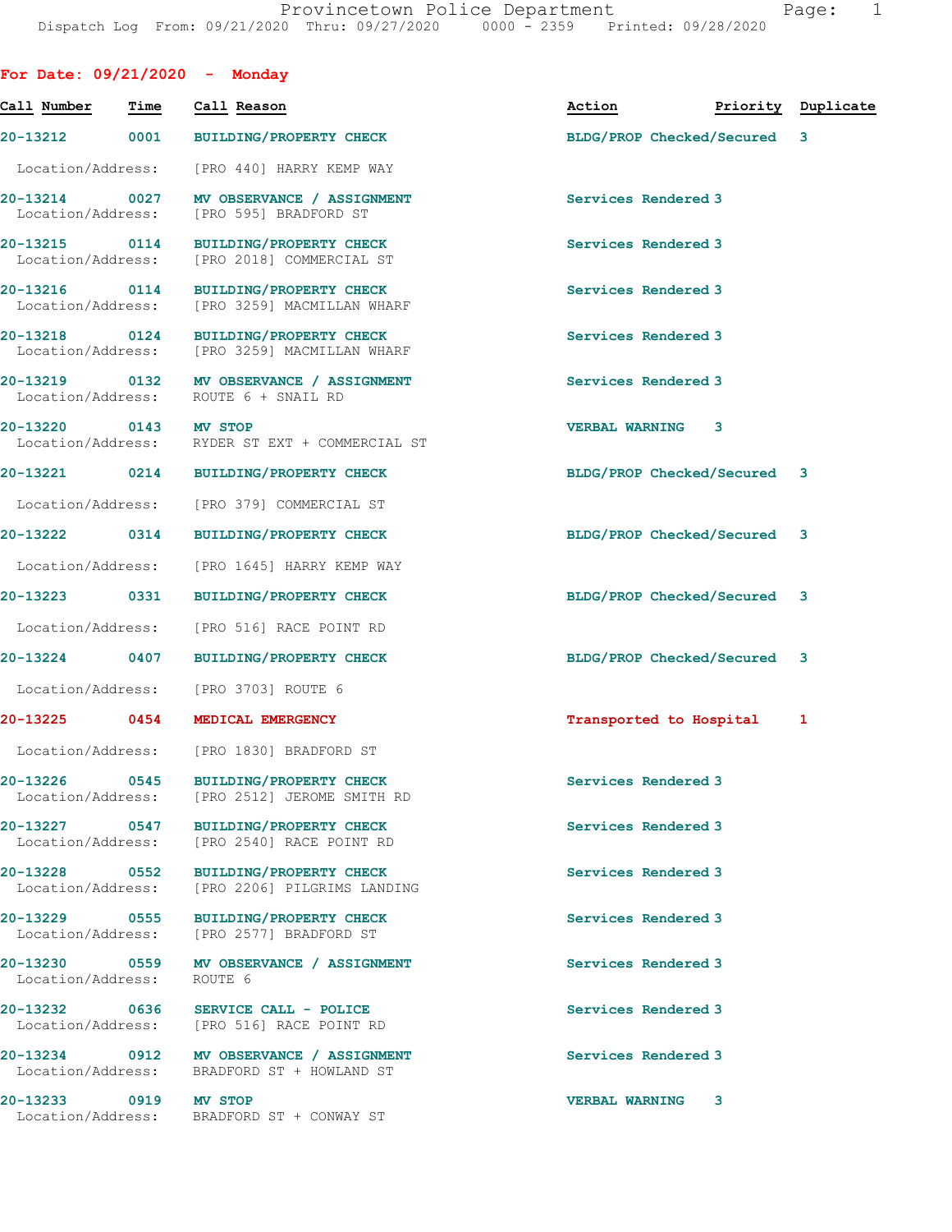## For Date: 09/21/2020 - Monday

| Call Number | Time | Call Reason | Action | Priority | Duplicate |
|---|---|---|---|---|---|
| 20-13212 | 0001 | BUILDING/PROPERTY CHECK | BLDG/PROP Checked/Secured | 3 | |
| Location/Address: | | [PRO 440] HARRY KEMP WAY | | | |
| 20-13214 | 0027 | MV OBSERVANCE / ASSIGNMENT | Services Rendered | 3 | |
| Location/Address: | | [PRO 595] BRADFORD ST | | | |
| 20-13215 | 0114 | BUILDING/PROPERTY CHECK | Services Rendered | 3 | |
| Location/Address: | | [PRO 2018] COMMERCIAL ST | | | |
| 20-13216 | 0114 | BUILDING/PROPERTY CHECK | Services Rendered | 3 | |
| Location/Address: | | [PRO 3259] MACMILLAN WHARF | | | |
| 20-13218 | 0124 | BUILDING/PROPERTY CHECK | Services Rendered | 3 | |
| Location/Address: | | [PRO 3259] MACMILLAN WHARF | | | |
| 20-13219 | 0132 | MV OBSERVANCE / ASSIGNMENT | Services Rendered | 3 | |
| Location/Address: | | ROUTE 6 + SNAIL RD | | | |
| 20-13220 | 0143 | MV STOP | VERBAL WARNING | 3 | |
| Location/Address: | | RYDER ST EXT + COMMERCIAL ST | | | |
| 20-13221 | 0214 | BUILDING/PROPERTY CHECK | BLDG/PROP Checked/Secured | 3 | |
| Location/Address: | | [PRO 379] COMMERCIAL ST | | | |
| 20-13222 | 0314 | BUILDING/PROPERTY CHECK | BLDG/PROP Checked/Secured | 3 | |
| Location/Address: | | [PRO 1645] HARRY KEMP WAY | | | |
| 20-13223 | 0331 | BUILDING/PROPERTY CHECK | BLDG/PROP Checked/Secured | 3 | |
| Location/Address: | | [PRO 516] RACE POINT RD | | | |
| 20-13224 | 0407 | BUILDING/PROPERTY CHECK | BLDG/PROP Checked/Secured | 3 | |
| Location/Address: | | [PRO 3703] ROUTE 6 | | | |
| 20-13225 | 0454 | MEDICAL EMERGENCY | Transported to Hospital | 1 | |
| Location/Address: | | [PRO 1830] BRADFORD ST | | | |
| 20-13226 | 0545 | BUILDING/PROPERTY CHECK | Services Rendered | 3 | |
| Location/Address: | | [PRO 2512] JEROME SMITH RD | | | |
| 20-13227 | 0547 | BUILDING/PROPERTY CHECK | Services Rendered | 3 | |
| Location/Address: | | [PRO 2540] RACE POINT RD | | | |
| 20-13228 | 0552 | BUILDING/PROPERTY CHECK | Services Rendered | 3 | |
| Location/Address: | | [PRO 2206] PILGRIMS LANDING | | | |
| 20-13229 | 0555 | BUILDING/PROPERTY CHECK | Services Rendered | 3 | |
| Location/Address: | | [PRO 2577] BRADFORD ST | | | |
| 20-13230 | 0559 | MV OBSERVANCE / ASSIGNMENT | Services Rendered | 3 | |
| Location/Address: | | ROUTE 6 | | | |
| 20-13232 | 0636 | SERVICE CALL - POLICE | Services Rendered | 3 | |
| Location/Address: | | [PRO 516] RACE POINT RD | | | |
| 20-13234 | 0912 | MV OBSERVANCE / ASSIGNMENT | Services Rendered | 3 | |
| Location/Address: | | BRADFORD ST + HOWLAND ST | | | |
| 20-13233 | 0919 | MV STOP | VERBAL WARNING | 3 | |
| Location/Address: | | BRADFORD ST + CONWAY ST | | | |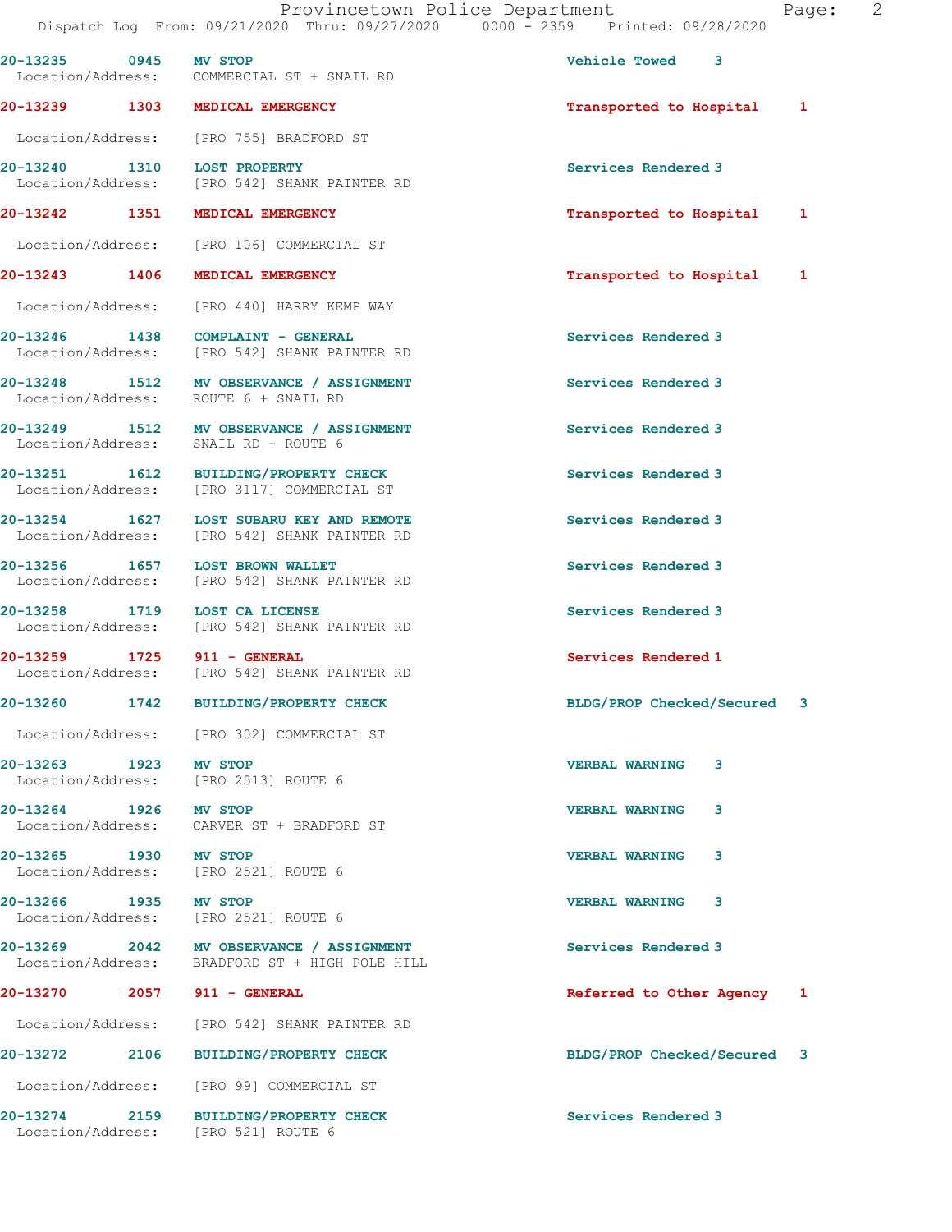| Call # | Time | Call Reason | Action | Priority |
|---|---|---|---|---|
| 20-13235 | 0945 | MV STOP | Vehicle Towed | 3 |
| Location/Address: | | COMMERCIAL ST + SNAIL RD | | |
| 20-13239 | 1303 | MEDICAL EMERGENCY | Transported to Hospital | 1 |
| Location/Address: | | [PRO 755] BRADFORD ST | | |
| 20-13240 | 1310 | LOST PROPERTY | Services Rendered | 3 |
| Location/Address: | | [PRO 542] SHANK PAINTER RD | | |
| 20-13242 | 1351 | MEDICAL EMERGENCY | Transported to Hospital | 1 |
| Location/Address: | | [PRO 106] COMMERCIAL ST | | |
| 20-13243 | 1406 | MEDICAL EMERGENCY | Transported to Hospital | 1 |
| Location/Address: | | [PRO 440] HARRY KEMP WAY | | |
| 20-13246 | 1438 | COMPLAINT - GENERAL | Services Rendered | 3 |
| Location/Address: | | [PRO 542] SHANK PAINTER RD | | |
| 20-13248 | 1512 | MV OBSERVANCE / ASSIGNMENT | Services Rendered | 3 |
| Location/Address: | | ROUTE 6 + SNAIL RD | | |
| 20-13249 | 1512 | MV OBSERVANCE / ASSIGNMENT | Services Rendered | 3 |
| Location/Address: | | SNAIL RD + ROUTE 6 | | |
| 20-13251 | 1612 | BUILDING/PROPERTY CHECK | Services Rendered | 3 |
| Location/Address: | | [PRO 3117] COMMERCIAL ST | | |
| 20-13254 | 1627 | LOST SUBARU KEY AND REMOTE | Services Rendered | 3 |
| Location/Address: | | [PRO 542] SHANK PAINTER RD | | |
| 20-13256 | 1657 | LOST BROWN WALLET | Services Rendered | 3 |
| Location/Address: | | [PRO 542] SHANK PAINTER RD | | |
| 20-13258 | 1719 | LOST CA LICENSE | Services Rendered | 3 |
| Location/Address: | | [PRO 542] SHANK PAINTER RD | | |
| 20-13259 | 1725 | 911 - GENERAL | Services Rendered | 1 |
| Location/Address: | | [PRO 542] SHANK PAINTER RD | | |
| 20-13260 | 1742 | BUILDING/PROPERTY CHECK | BLDG/PROP Checked/Secured | 3 |
| Location/Address: | | [PRO 302] COMMERCIAL ST | | |
| 20-13263 | 1923 | MV STOP | VERBAL WARNING | 3 |
| Location/Address: | | [PRO 2513] ROUTE 6 | | |
| 20-13264 | 1926 | MV STOP | VERBAL WARNING | 3 |
| Location/Address: | | CARVER ST + BRADFORD ST | | |
| 20-13265 | 1930 | MV STOP | VERBAL WARNING | 3 |
| Location/Address: | | [PRO 2521] ROUTE 6 | | |
| 20-13266 | 1935 | MV STOP | VERBAL WARNING | 3 |
| Location/Address: | | [PRO 2521] ROUTE 6 | | |
| 20-13269 | 2042 | MV OBSERVANCE / ASSIGNMENT | Services Rendered | 3 |
| Location/Address: | | BRADFORD ST + HIGH POLE HILL | | |
| 20-13270 | 2057 | 911 - GENERAL | Referred to Other Agency | 1 |
| Location/Address: | | [PRO 542] SHANK PAINTER RD | | |
| 20-13272 | 2106 | BUILDING/PROPERTY CHECK | BLDG/PROP Checked/Secured | 3 |
| Location/Address: | | [PRO 99] COMMERCIAL ST | | |
| 20-13274 | 2159 | BUILDING/PROPERTY CHECK | Services Rendered | 3 |
| Location/Address: | | [PRO 521] ROUTE 6 | | |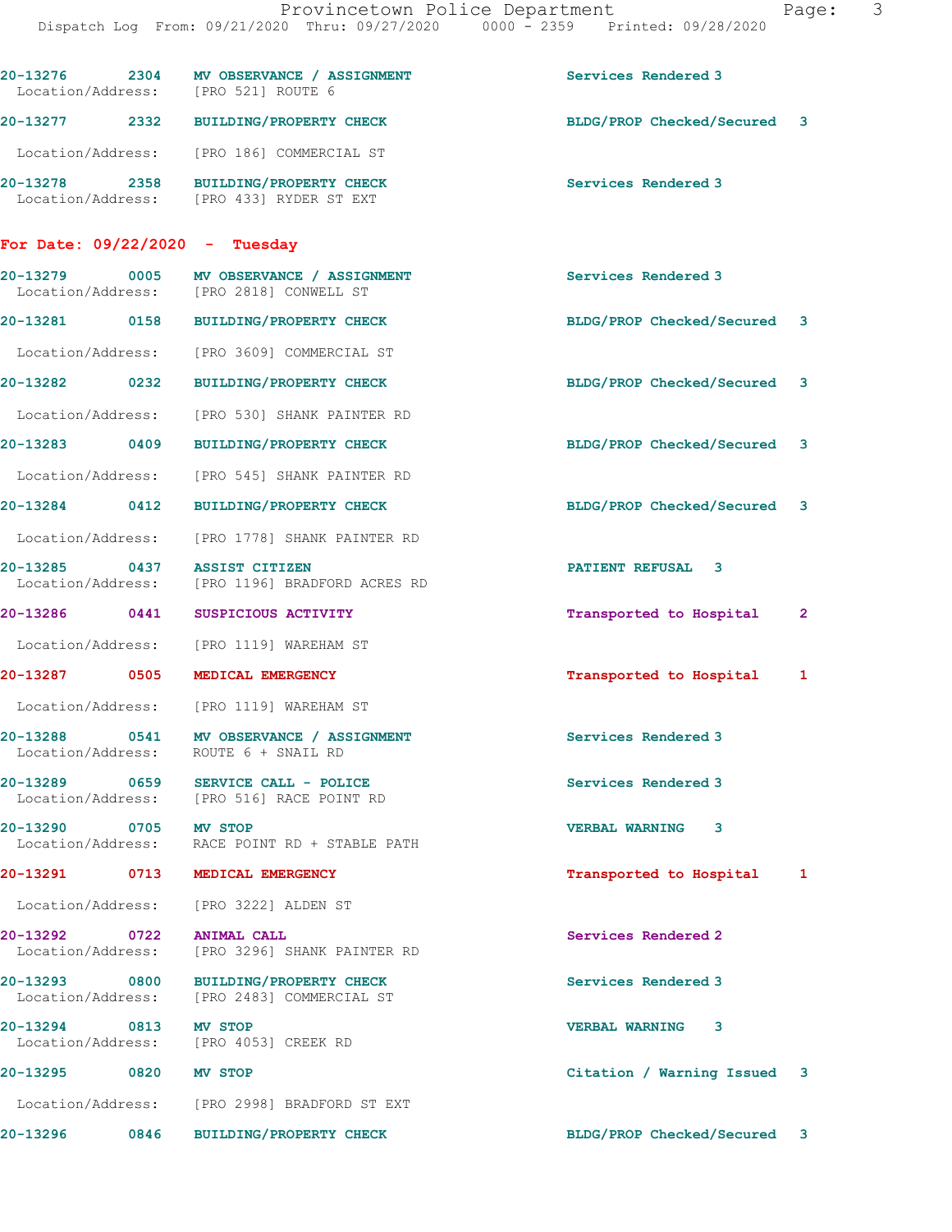20-13276 2304 MV OBSERVANCE / ASSIGNMENT Services Rendered 3
Location/Address: [PRO 521] ROUTE 6

20-13277 2332 BUILDING/PROPERTY CHECK BLDG/PROP Checked/Secured 3
Location/Address: [PRO 186] COMMERCIAL ST

20-13278 2358 BUILDING/PROPERTY CHECK Services Rendered 3
Location/Address: [PRO 433] RYDER ST EXT

**For Date: 09/22/2020 - Tuesday**

20-13279 0005 MV OBSERVANCE / ASSIGNMENT Services Rendered 3
Location/Address: [PRO 2818] CONWELL ST

20-13281 0158 BUILDING/PROPERTY CHECK BLDG/PROP Checked/Secured 3
Location/Address: [PRO 3609] COMMERCIAL ST

20-13282 0232 BUILDING/PROPERTY CHECK BLDG/PROP Checked/Secured 3
Location/Address: [PRO 530] SHANK PAINTER RD

20-13283 0409 BUILDING/PROPERTY CHECK BLDG/PROP Checked/Secured 3
Location/Address: [PRO 545] SHANK PAINTER RD

20-13284 0412 BUILDING/PROPERTY CHECK BLDG/PROP Checked/Secured 3
Location/Address: [PRO 1778] SHANK PAINTER RD

20-13285 0437 ASSIST CITIZEN PATIENT REFUSAL 3
Location/Address: [PRO 1196] BRADFORD ACRES RD

20-13286 0441 SUSPICIOUS ACTIVITY Transported to Hospital 2
Location/Address: [PRO 1119] WAREHAM ST

20-13287 0505 MEDICAL EMERGENCY Transported to Hospital 1
Location/Address: [PRO 1119] WAREHAM ST

20-13288 0541 MV OBSERVANCE / ASSIGNMENT Services Rendered 3
Location/Address: ROUTE 6 + SNAIL RD

20-13289 0659 SERVICE CALL - POLICE Services Rendered 3
Location/Address: [PRO 516] RACE POINT RD

20-13290 0705 MV STOP VERBAL WARNING 3
Location/Address: RACE POINT RD + STABLE PATH

20-13291 0713 MEDICAL EMERGENCY Transported to Hospital 1
Location/Address: [PRO 3222] ALDEN ST

20-13292 0722 ANIMAL CALL Services Rendered 2
Location/Address: [PRO 3296] SHANK PAINTER RD

20-13293 0800 BUILDING/PROPERTY CHECK Services Rendered 3
Location/Address: [PRO 2483] COMMERCIAL ST

20-13294 0813 MV STOP VERBAL WARNING 3
Location/Address: [PRO 4053] CREEK RD

20-13295 0820 MV STOP Citation / Warning Issued 3
Location/Address: [PRO 2998] BRADFORD ST EXT

20-13296 0846 BUILDING/PROPERTY CHECK BLDG/PROP Checked/Secured 3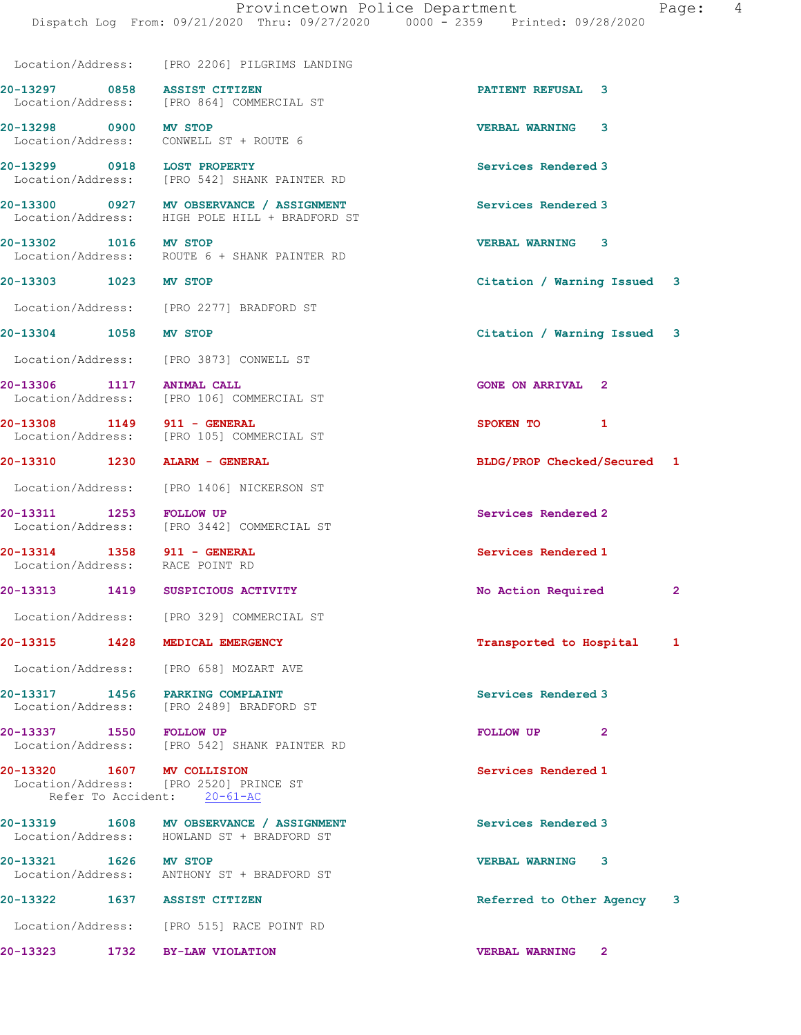Location/Address: [PRO 2206] PILGRIMS LANDING

| Call # | Time | Call Type | Disposition | Priority |
|---|---|---|---|---|
| 20-13297 | 0858 | ASSIST CITIZEN | PATIENT REFUSAL | 3 |
| | | Location/Address: [PRO 864] COMMERCIAL ST | | |
| 20-13298 | 0900 | MV STOP | VERBAL WARNING | 3 |
| | | Location/Address: CONWELL ST + ROUTE 6 | | |
| 20-13299 | 0918 | LOST PROPERTY | Services Rendered | 3 |
| | | Location/Address: [PRO 542] SHANK PAINTER RD | | |
| 20-13300 | 0927 | MV OBSERVANCE / ASSIGNMENT | Services Rendered | 3 |
| | | Location/Address: HIGH POLE HILL + BRADFORD ST | | |
| 20-13302 | 1016 | MV STOP | VERBAL WARNING | 3 |
| | | Location/Address: ROUTE 6 + SHANK PAINTER RD | | |
| 20-13303 | 1023 | MV STOP | Citation / Warning Issued | 3 |
| | | Location/Address: [PRO 2277] BRADFORD ST | | |
| 20-13304 | 1058 | MV STOP | Citation / Warning Issued | 3 |
| | | Location/Address: [PRO 3873] CONWELL ST | | |
| 20-13306 | 1117 | ANIMAL CALL | GONE ON ARRIVAL | 2 |
| | | Location/Address: [PRO 106] COMMERCIAL ST | | |
| 20-13308 | 1149 | 911 - GENERAL | SPOKEN TO | 1 |
| | | Location/Address: [PRO 105] COMMERCIAL ST | | |
| 20-13310 | 1230 | ALARM - GENERAL | BLDG/PROP Checked/Secured | 1 |
| | | Location/Address: [PRO 1406] NICKERSON ST | | |
| 20-13311 | 1253 | FOLLOW UP | Services Rendered | 2 |
| | | Location/Address: [PRO 3442] COMMERCIAL ST | | |
| 20-13314 | 1358 | 911 - GENERAL | Services Rendered | 1 |
| | | Location/Address: RACE POINT RD | | |
| 20-13313 | 1419 | SUSPICIOUS ACTIVITY | No Action Required | 2 |
| | | Location/Address: [PRO 329] COMMERCIAL ST | | |
| 20-13315 | 1428 | MEDICAL EMERGENCY | Transported to Hospital | 1 |
| | | Location/Address: [PRO 658] MOZART AVE | | |
| 20-13317 | 1456 | PARKING COMPLAINT | Services Rendered | 3 |
| | | Location/Address: [PRO 2489] BRADFORD ST | | |
| 20-13337 | 1550 | FOLLOW UP | FOLLOW UP | 2 |
| | | Location/Address: [PRO 542] SHANK PAINTER RD | | |
| 20-13320 | 1607 | MV COLLISION | Services Rendered | 1 |
| | | Location/Address: [PRO 2520] PRINCE ST; Refer To Accident: 20-61-AC | | |
| 20-13319 | 1608 | MV OBSERVANCE / ASSIGNMENT | Services Rendered | 3 |
| | | Location/Address: HOWLAND ST + BRADFORD ST | | |
| 20-13321 | 1626 | MV STOP | VERBAL WARNING | 3 |
| | | Location/Address: ANTHONY ST + BRADFORD ST | | |
| 20-13322 | 1637 | ASSIST CITIZEN | Referred to Other Agency | 3 |
| | | Location/Address: [PRO 515] RACE POINT RD | | |
| 20-13323 | 1732 | BY-LAW VIOLATION | VERBAL WARNING | 2 |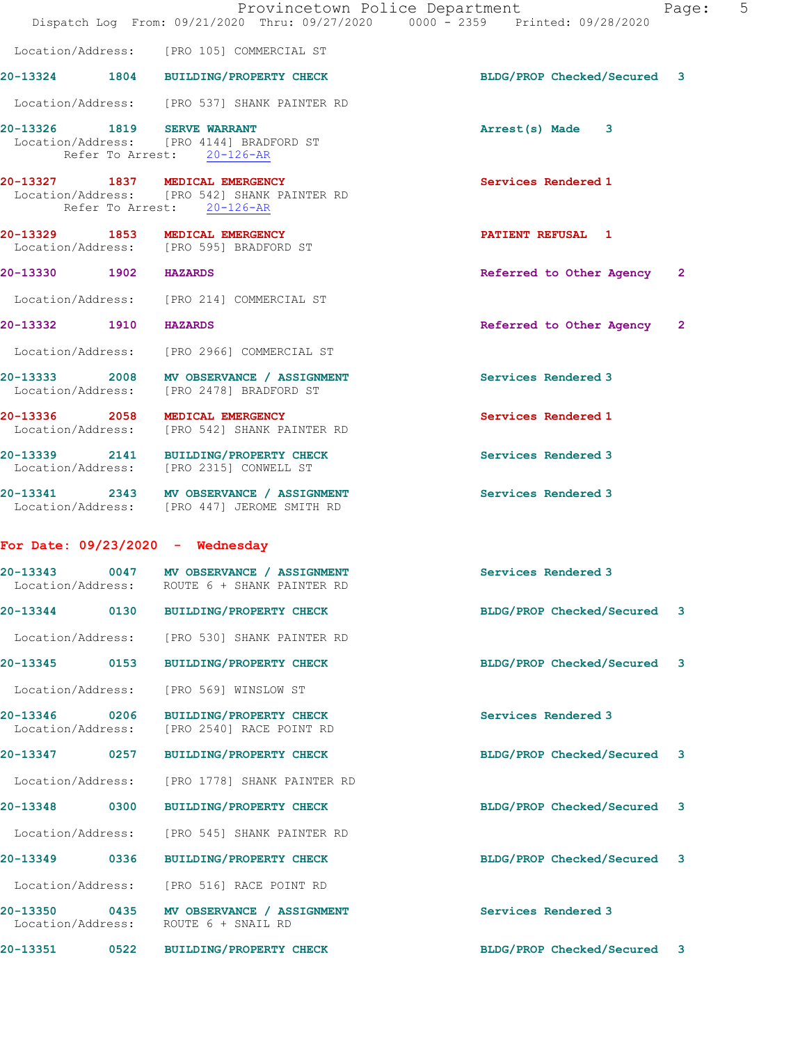Location/Address: [PRO 105] COMMERCIAL ST

**20-13324 1804 BUILDING/PROPERTY CHECK** BLDG/PROP Checked/Secured 3

Location/Address: [PRO 537] SHANK PAINTER RD

**20-13326 1819 SERVE WARRANT** Arrest(s) Made 3
Location/Address: [PRO 4144] BRADFORD ST
Refer To Arrest: 20-126-AR

**20-13327 1837 MEDICAL EMERGENCY** Services Rendered 1
Location/Address: [PRO 542] SHANK PAINTER RD
Refer To Arrest: 20-126-AR

**20-13329 1853 MEDICAL EMERGENCY** PATIENT REFUSAL 1
Location/Address: [PRO 595] BRADFORD ST

**20-13330 1902 HAZARDS** Referred to Other Agency 2

Location/Address: [PRO 214] COMMERCIAL ST

**20-13332 1910 HAZARDS** Referred to Other Agency 2

Location/Address: [PRO 2966] COMMERCIAL ST

**20-13333 2008 MV OBSERVANCE / ASSIGNMENT** Services Rendered 3
Location/Address: [PRO 2478] BRADFORD ST

**20-13336 2058 MEDICAL EMERGENCY** Services Rendered 1
Location/Address: [PRO 542] SHANK PAINTER RD

**20-13339 2141 BUILDING/PROPERTY CHECK** Services Rendered 3
Location/Address: [PRO 2315] CONWELL ST

**20-13341 2343 MV OBSERVANCE / ASSIGNMENT** Services Rendered 3
Location/Address: [PRO 447] JEROME SMITH RD

## For Date: 09/23/2020 - Wednesday

**20-13343 0047 MV OBSERVANCE / ASSIGNMENT** Services Rendered 3
Location/Address: ROUTE 6 + SHANK PAINTER RD

**20-13344 0130 BUILDING/PROPERTY CHECK** BLDG/PROP Checked/Secured 3

Location/Address: [PRO 530] SHANK PAINTER RD

**20-13345 0153 BUILDING/PROPERTY CHECK** BLDG/PROP Checked/Secured 3

Location/Address: [PRO 569] WINSLOW ST

**20-13346 0206 BUILDING/PROPERTY CHECK** Services Rendered 3
Location/Address: [PRO 2540] RACE POINT RD

**20-13347 0257 BUILDING/PROPERTY CHECK** BLDG/PROP Checked/Secured 3

Location/Address: [PRO 1778] SHANK PAINTER RD

**20-13348 0300 BUILDING/PROPERTY CHECK** BLDG/PROP Checked/Secured 3

Location/Address: [PRO 545] SHANK PAINTER RD

**20-13349 0336 BUILDING/PROPERTY CHECK** BLDG/PROP Checked/Secured 3

Location/Address: [PRO 516] RACE POINT RD

**20-13350 0435 MV OBSERVANCE / ASSIGNMENT** Services Rendered 3
Location/Address: ROUTE 6 + SNAIL RD

**20-13351 0522 BUILDING/PROPERTY CHECK** BLDG/PROP Checked/Secured 3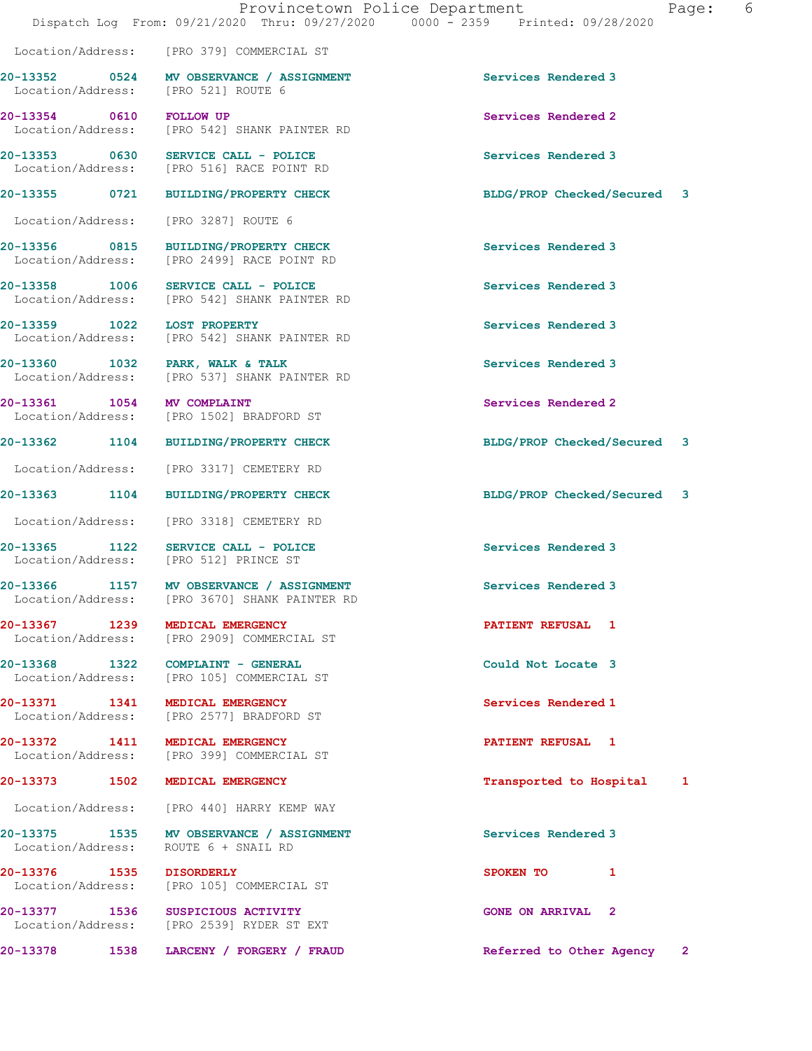Location/Address: [PRO 379] COMMERCIAL ST

**20-13352** 0524 **MV OBSERVANCE / ASSIGNMENT** Services Rendered 3
Location/Address: [PRO 521] ROUTE 6

**20-13354** 0610 **FOLLOW UP** Services Rendered 2
Location/Address: [PRO 542] SHANK PAINTER RD

**20-13353** 0630 **SERVICE CALL - POLICE** Services Rendered 3
Location/Address: [PRO 516] RACE POINT RD

**20-13355** 0721 **BUILDING/PROPERTY CHECK** BLDG/PROP Checked/Secured 3
Location/Address: [PRO 3287] ROUTE 6

**20-13356** 0815 **BUILDING/PROPERTY CHECK** Services Rendered 3
Location/Address: [PRO 2499] RACE POINT RD

**20-13358** 1006 **SERVICE CALL - POLICE** Services Rendered 3
Location/Address: [PRO 542] SHANK PAINTER RD

**20-13359** 1022 **LOST PROPERTY** Services Rendered 3
Location/Address: [PRO 542] SHANK PAINTER RD

**20-13360** 1032 **PARK, WALK & TALK** Services Rendered 3
Location/Address: [PRO 537] SHANK PAINTER RD

**20-13361** 1054 **MV COMPLAINT** Services Rendered 2
Location/Address: [PRO 1502] BRADFORD ST

**20-13362** 1104 **BUILDING/PROPERTY CHECK** BLDG/PROP Checked/Secured 3
Location/Address: [PRO 3317] CEMETERY RD

**20-13363** 1104 **BUILDING/PROPERTY CHECK** BLDG/PROP Checked/Secured 3
Location/Address: [PRO 3318] CEMETERY RD

**20-13365** 1122 **SERVICE CALL - POLICE** Services Rendered 3
Location/Address: [PRO 512] PRINCE ST

**20-13366** 1157 **MV OBSERVANCE / ASSIGNMENT** Services Rendered 3
Location/Address: [PRO 3670] SHANK PAINTER RD

**20-13367** 1239 **MEDICAL EMERGENCY** PATIENT REFUSAL 1
Location/Address: [PRO 2909] COMMERCIAL ST

**20-13368** 1322 **COMPLAINT - GENERAL** Could Not Locate 3
Location/Address: [PRO 105] COMMERCIAL ST

**20-13371** 1341 **MEDICAL EMERGENCY** Services Rendered 1
Location/Address: [PRO 2577] BRADFORD ST

**20-13372** 1411 **MEDICAL EMERGENCY** PATIENT REFUSAL 1
Location/Address: [PRO 399] COMMERCIAL ST

**20-13373** 1502 **MEDICAL EMERGENCY** Transported to Hospital 1
Location/Address: [PRO 440] HARRY KEMP WAY

**20-13375** 1535 **MV OBSERVANCE / ASSIGNMENT** Services Rendered 3
Location/Address: ROUTE 6 + SNAIL RD

**20-13376** 1535 **DISORDERLY** SPOKEN TO 1
Location/Address: [PRO 105] COMMERCIAL ST

**20-13377** 1536 **SUSPICIOUS ACTIVITY** GONE ON ARRIVAL 2
Location/Address: [PRO 2539] RYDER ST EXT

**20-13378** 1538 **LARCENY / FORGERY / FRAUD** Referred to Other Agency 2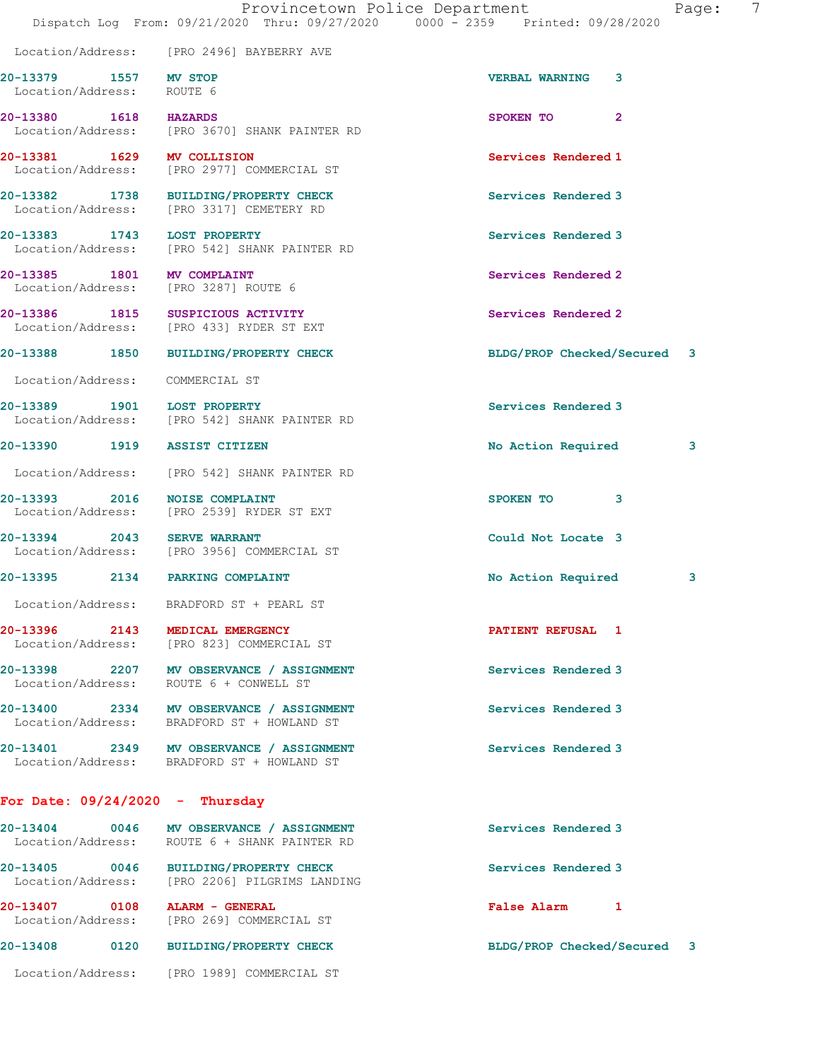Location/Address: [PRO 2496] BAYBERRY AVE

| Call Number | Time | Call Reason | Action | Priority |
|---|---|---|---|---|
| 20-13379 | 1557 | MV STOP | VERBAL WARNING | 3 |
| Location/Address: | | ROUTE 6 | | |
| 20-13380 | 1618 | HAZARDS | SPOKEN TO | 2 |
| Location/Address: | | [PRO 3670] SHANK PAINTER RD | | |
| 20-13381 | 1629 | MV COLLISION | Services Rendered | 1 |
| Location/Address: | | [PRO 2977] COMMERCIAL ST | | |
| 20-13382 | 1738 | BUILDING/PROPERTY CHECK | Services Rendered | 3 |
| Location/Address: | | [PRO 3317] CEMETERY RD | | |
| 20-13383 | 1743 | LOST PROPERTY | Services Rendered | 3 |
| Location/Address: | | [PRO 542] SHANK PAINTER RD | | |
| 20-13385 | 1801 | MV COMPLAINT | Services Rendered | 2 |
| Location/Address: | | [PRO 3287] ROUTE 6 | | |
| 20-13386 | 1815 | SUSPICIOUS ACTIVITY | Services Rendered | 2 |
| Location/Address: | | [PRO 433] RYDER ST EXT | | |
| 20-13388 | 1850 | BUILDING/PROPERTY CHECK | BLDG/PROP Checked/Secured | 3 |
| Location/Address: | | COMMERCIAL ST | | |
| 20-13389 | 1901 | LOST PROPERTY | Services Rendered | 3 |
| Location/Address: | | [PRO 542] SHANK PAINTER RD | | |
| 20-13390 | 1919 | ASSIST CITIZEN | No Action Required | 3 |
| Location/Address: | | [PRO 542] SHANK PAINTER RD | | |
| 20-13393 | 2016 | NOISE COMPLAINT | SPOKEN TO | 3 |
| Location/Address: | | [PRO 2539] RYDER ST EXT | | |
| 20-13394 | 2043 | SERVE WARRANT | Could Not Locate | 3 |
| Location/Address: | | [PRO 3956] COMMERCIAL ST | | |
| 20-13395 | 2134 | PARKING COMPLAINT | No Action Required | 3 |
| Location/Address: | | BRADFORD ST + PEARL ST | | |
| 20-13396 | 2143 | MEDICAL EMERGENCY | PATIENT REFUSAL | 1 |
| Location/Address: | | [PRO 823] COMMERCIAL ST | | |
| 20-13398 | 2207 | MV OBSERVANCE / ASSIGNMENT | Services Rendered | 3 |
| Location/Address: | | ROUTE 6 + CONWELL ST | | |
| 20-13400 | 2334 | MV OBSERVANCE / ASSIGNMENT | Services Rendered | 3 |
| Location/Address: | | BRADFORD ST + HOWLAND ST | | |
| 20-13401 | 2349 | MV OBSERVANCE / ASSIGNMENT | Services Rendered | 3 |
| Location/Address: | | BRADFORD ST + HOWLAND ST | | |

## For Date: 09/24/2020 - Thursday

| Call Number | Time | Call Reason | Action | Priority |
|---|---|---|---|---|
| 20-13404 | 0046 | MV OBSERVANCE / ASSIGNMENT | Services Rendered | 3 |
| Location/Address: | | ROUTE 6 + SHANK PAINTER RD | | |
| 20-13405 | 0046 | BUILDING/PROPERTY CHECK | Services Rendered | 3 |
| Location/Address: | | [PRO 2206] PILGRIMS LANDING | | |
| 20-13407 | 0108 | ALARM - GENERAL | False Alarm | 1 |
| Location/Address: | | [PRO 269] COMMERCIAL ST | | |
| 20-13408 | 0120 | BUILDING/PROPERTY CHECK | BLDG/PROP Checked/Secured | 3 |
| Location/Address: | | [PRO 1989] COMMERCIAL ST | | |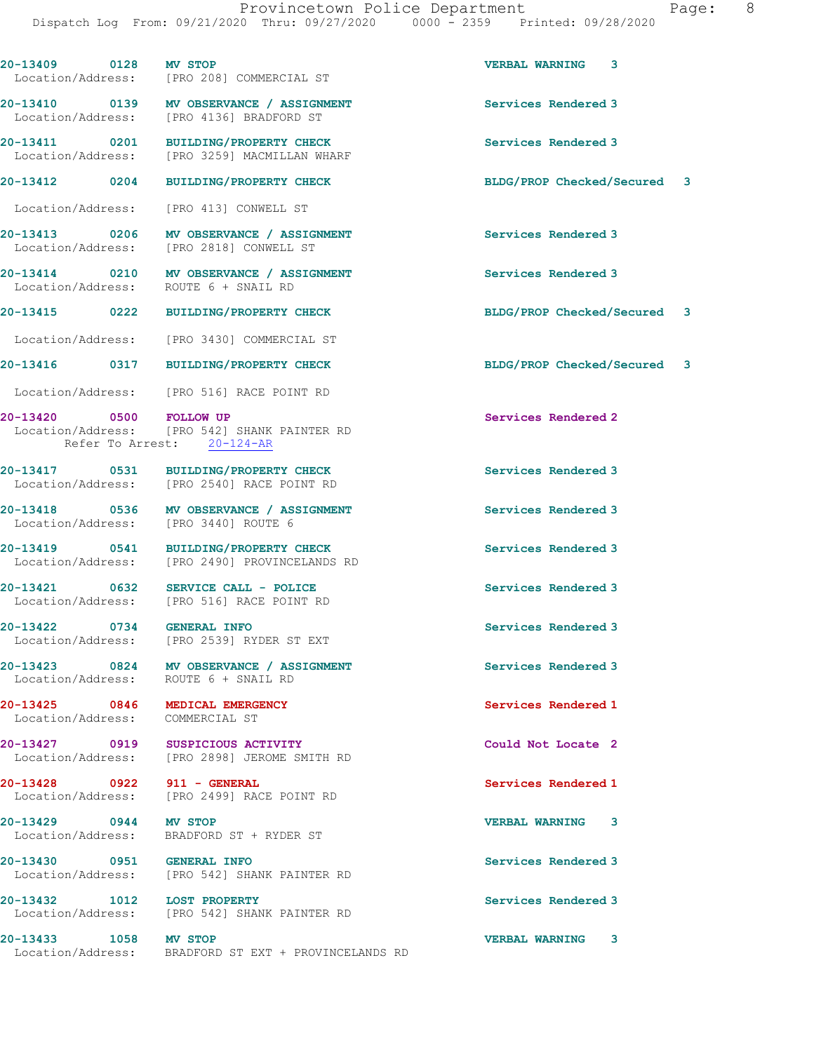20-13409 0128 **MV STOP** VERBAL WARNING 3
Location/Address: [PRO 208] COMMERCIAL ST

20-13410 0139 **MV OBSERVANCE / ASSIGNMENT** Services Rendered 3
Location/Address: [PRO 4136] BRADFORD ST

20-13411 0201 **BUILDING/PROPERTY CHECK** Services Rendered 3
Location/Address: [PRO 3259] MACMILLAN WHARF

20-13412 0204 **BUILDING/PROPERTY CHECK** BLDG/PROP Checked/Secured 3
Location/Address: [PRO 413] CONWELL ST

20-13413 0206 **MV OBSERVANCE / ASSIGNMENT** Services Rendered 3
Location/Address: [PRO 2818] CONWELL ST

20-13414 0210 **MV OBSERVANCE / ASSIGNMENT** Services Rendered 3
Location/Address: ROUTE 6 + SNAIL RD

20-13415 0222 **BUILDING/PROPERTY CHECK** BLDG/PROP Checked/Secured 3
Location/Address: [PRO 3430] COMMERCIAL ST

20-13416 0317 **BUILDING/PROPERTY CHECK** BLDG/PROP Checked/Secured 3
Location/Address: [PRO 516] RACE POINT RD

20-13420 0500 **FOLLOW UP** Services Rendered 2
Location/Address: [PRO 542] SHANK PAINTER RD
Refer To Arrest: 20-124-AR

20-13417 0531 **BUILDING/PROPERTY CHECK** Services Rendered 3
Location/Address: [PRO 2540] RACE POINT RD

20-13418 0536 **MV OBSERVANCE / ASSIGNMENT** Services Rendered 3
Location/Address: [PRO 3440] ROUTE 6

20-13419 0541 **BUILDING/PROPERTY CHECK** Services Rendered 3
Location/Address: [PRO 2490] PROVINCELANDS RD

20-13421 0632 **SERVICE CALL - POLICE** Services Rendered 3
Location/Address: [PRO 516] RACE POINT RD

20-13422 0734 **GENERAL INFO** Services Rendered 3
Location/Address: [PRO 2539] RYDER ST EXT

20-13423 0824 **MV OBSERVANCE / ASSIGNMENT** Services Rendered 3
Location/Address: ROUTE 6 + SNAIL RD

20-13425 0846 **MEDICAL EMERGENCY** Services Rendered 1
Location/Address: COMMERCIAL ST

20-13427 0919 **SUSPICIOUS ACTIVITY** Could Not Locate 2
Location/Address: [PRO 2898] JEROME SMITH RD

20-13428 0922 **911 - GENERAL** Services Rendered 1
Location/Address: [PRO 2499] RACE POINT RD

20-13429 0944 **MV STOP** VERBAL WARNING 3
Location/Address: BRADFORD ST + RYDER ST

20-13430 0951 **GENERAL INFO** Services Rendered 3
Location/Address: [PRO 542] SHANK PAINTER RD

20-13432 1012 **LOST PROPERTY** Services Rendered 3
Location/Address: [PRO 542] SHANK PAINTER RD

20-13433 1058 **MV STOP** VERBAL WARNING 3
Location/Address: BRADFORD ST EXT + PROVINCELANDS RD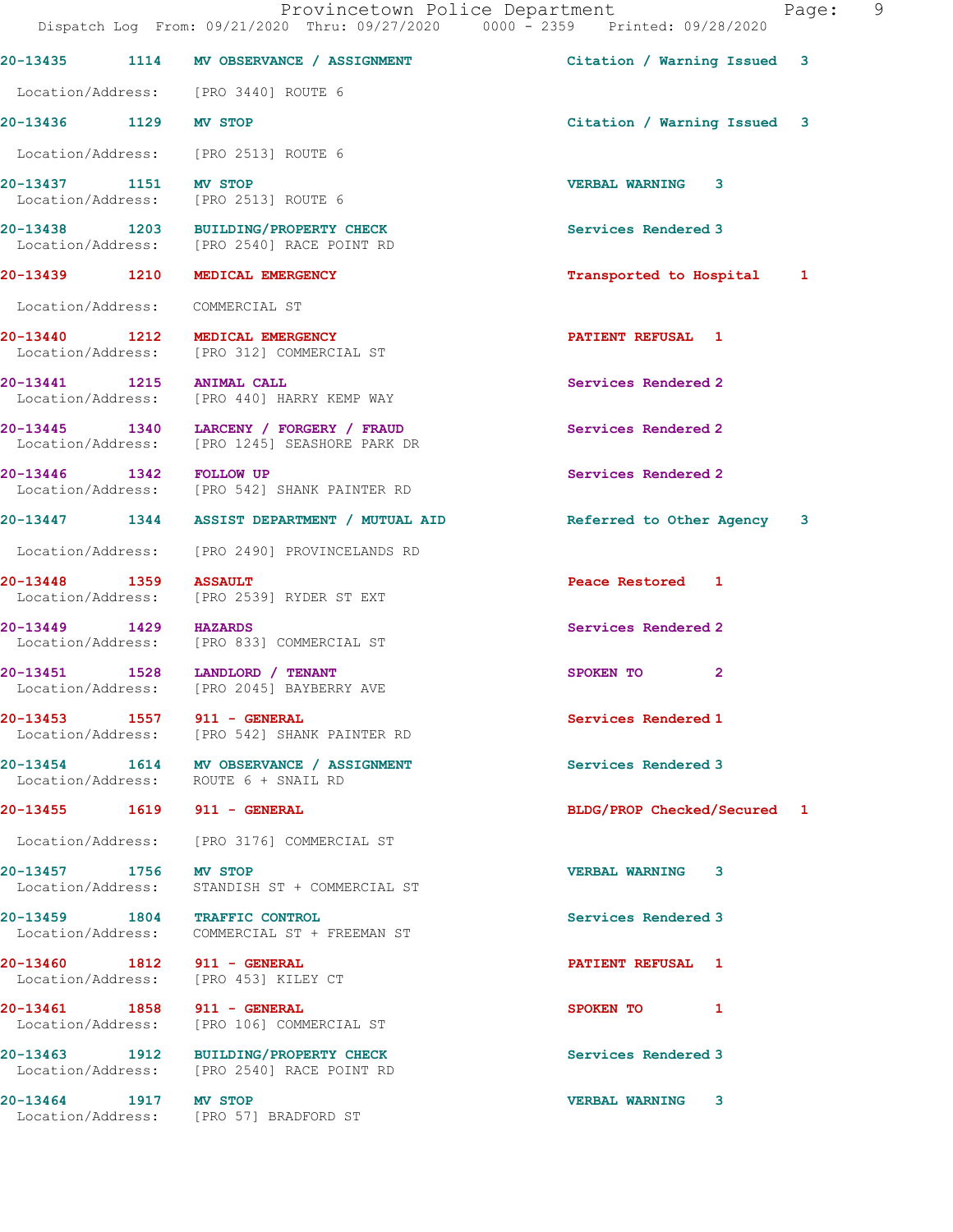Provincetown Police Department
Dispatch Log From: 09/21/2020 Thru: 09/27/2020 0000 - 2359 Printed: 09/28/2020

| Call # | Time | Call Reason | Action | Priority |
|---|---|---|---|---|
| 20-13435 | 1114 | MV OBSERVANCE / ASSIGNMENT | Citation / Warning Issued | 3 |
| Location/Address: | | [PRO 3440] ROUTE 6 | | |
| 20-13436 | 1129 | MV STOP | Citation / Warning Issued | 3 |
| Location/Address: | | [PRO 2513] ROUTE 6 | | |
| 20-13437 | 1151 | MV STOP | VERBAL WARNING | 3 |
| Location/Address: | | [PRO 2513] ROUTE 6 | | |
| 20-13438 | 1203 | BUILDING/PROPERTY CHECK | Services Rendered | 3 |
| Location/Address: | | [PRO 2540] RACE POINT RD | | |
| 20-13439 | 1210 | MEDICAL EMERGENCY | Transported to Hospital | 1 |
| Location/Address: | | COMMERCIAL ST | | |
| 20-13440 | 1212 | MEDICAL EMERGENCY | PATIENT REFUSAL | 1 |
| Location/Address: | | [PRO 312] COMMERCIAL ST | | |
| 20-13441 | 1215 | ANIMAL CALL | Services Rendered | 2 |
| Location/Address: | | [PRO 440] HARRY KEMP WAY | | |
| 20-13445 | 1340 | LARCENY / FORGERY / FRAUD | Services Rendered | 2 |
| Location/Address: | | [PRO 1245] SEASHORE PARK DR | | |
| 20-13446 | 1342 | FOLLOW UP | Services Rendered | 2 |
| Location/Address: | | [PRO 542] SHANK PAINTER RD | | |
| 20-13447 | 1344 | ASSIST DEPARTMENT / MUTUAL AID | Referred to Other Agency | 3 |
| Location/Address: | | [PRO 2490] PROVINCELANDS RD | | |
| 20-13448 | 1359 | ASSAULT | Peace Restored | 1 |
| Location/Address: | | [PRO 2539] RYDER ST EXT | | |
| 20-13449 | 1429 | HAZARDS | Services Rendered | 2 |
| Location/Address: | | [PRO 833] COMMERCIAL ST | | |
| 20-13451 | 1528 | LANDLORD / TENANT | SPOKEN TO | 2 |
| Location/Address: | | [PRO 2045] BAYBERRY AVE | | |
| 20-13453 | 1557 | 911 - GENERAL | Services Rendered | 1 |
| Location/Address: | | [PRO 542] SHANK PAINTER RD | | |
| 20-13454 | 1614 | MV OBSERVANCE / ASSIGNMENT | Services Rendered | 3 |
| Location/Address: | | ROUTE 6 + SNAIL RD | | |
| 20-13455 | 1619 | 911 - GENERAL | BLDG/PROP Checked/Secured | 1 |
| Location/Address: | | [PRO 3176] COMMERCIAL ST | | |
| 20-13457 | 1756 | MV STOP | VERBAL WARNING | 3 |
| Location/Address: | | STANDISH ST + COMMERCIAL ST | | |
| 20-13459 | 1804 | TRAFFIC CONTROL | Services Rendered | 3 |
| Location/Address: | | COMMERCIAL ST + FREEMAN ST | | |
| 20-13460 | 1812 | 911 - GENERAL | PATIENT REFUSAL | 1 |
| Location/Address: | | [PRO 453] KILEY CT | | |
| 20-13461 | 1858 | 911 - GENERAL | SPOKEN TO | 1 |
| Location/Address: | | [PRO 106] COMMERCIAL ST | | |
| 20-13463 | 1912 | BUILDING/PROPERTY CHECK | Services Rendered | 3 |
| Location/Address: | | [PRO 2540] RACE POINT RD | | |
| 20-13464 | 1917 | MV STOP | VERBAL WARNING | 3 |
| Location/Address: | | [PRO 57] BRADFORD ST | | |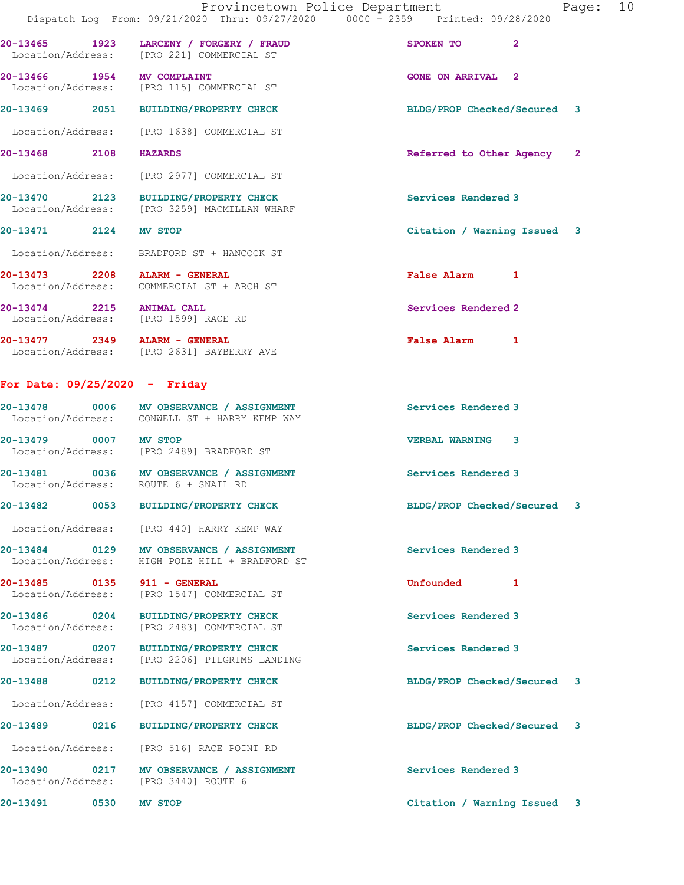20-13465 1923 LARCENY / FORGERY / FRAUD SPOKEN TO 2
Location/Address: [PRO 221] COMMERCIAL ST

20-13466 1954 MV COMPLAINT GONE ON ARRIVAL 2
Location/Address: [PRO 115] COMMERCIAL ST

20-13469 2051 BUILDING/PROPERTY CHECK BLDG/PROP Checked/Secured 3
Location/Address: [PRO 1638] COMMERCIAL ST

20-13468 2108 HAZARDS Referred to Other Agency 2
Location/Address: [PRO 2977] COMMERCIAL ST

20-13470 2123 BUILDING/PROPERTY CHECK Services Rendered 3
Location/Address: [PRO 3259] MACMILLAN WHARF

20-13471 2124 MV STOP Citation / Warning Issued 3
Location/Address: BRADFORD ST + HANCOCK ST

20-13473 2208 ALARM - GENERAL False Alarm 1
Location/Address: COMMERCIAL ST + ARCH ST

20-13474 2215 ANIMAL CALL Services Rendered 2
Location/Address: [PRO 1599] RACE RD

20-13477 2349 ALARM - GENERAL False Alarm 1
Location/Address: [PRO 2631] BAYBERRY AVE

## For Date: 09/25/2020 - Friday

20-13478 0006 MV OBSERVANCE / ASSIGNMENT Services Rendered 3
Location/Address: CONWELL ST + HARRY KEMP WAY

20-13479 0007 MV STOP VERBAL WARNING 3
Location/Address: [PRO 2489] BRADFORD ST

20-13481 0036 MV OBSERVANCE / ASSIGNMENT Services Rendered 3
Location/Address: ROUTE 6 + SNAIL RD

20-13482 0053 BUILDING/PROPERTY CHECK BLDG/PROP Checked/Secured 3
Location/Address: [PRO 440] HARRY KEMP WAY

20-13484 0129 MV OBSERVANCE / ASSIGNMENT Services Rendered 3
Location/Address: HIGH POLE HILL + BRADFORD ST

20-13485 0135 911 - GENERAL Unfounded 1
Location/Address: [PRO 1547] COMMERCIAL ST

20-13486 0204 BUILDING/PROPERTY CHECK Services Rendered 3
Location/Address: [PRO 2483] COMMERCIAL ST

20-13487 0207 BUILDING/PROPERTY CHECK Services Rendered 3
Location/Address: [PRO 2206] PILGRIMS LANDING

20-13488 0212 BUILDING/PROPERTY CHECK BLDG/PROP Checked/Secured 3
Location/Address: [PRO 4157] COMMERCIAL ST

20-13489 0216 BUILDING/PROPERTY CHECK BLDG/PROP Checked/Secured 3
Location/Address: [PRO 516] RACE POINT RD

20-13490 0217 MV OBSERVANCE / ASSIGNMENT Services Rendered 3
Location/Address: [PRO 3440] ROUTE 6

20-13491 0530 MV STOP Citation / Warning Issued 3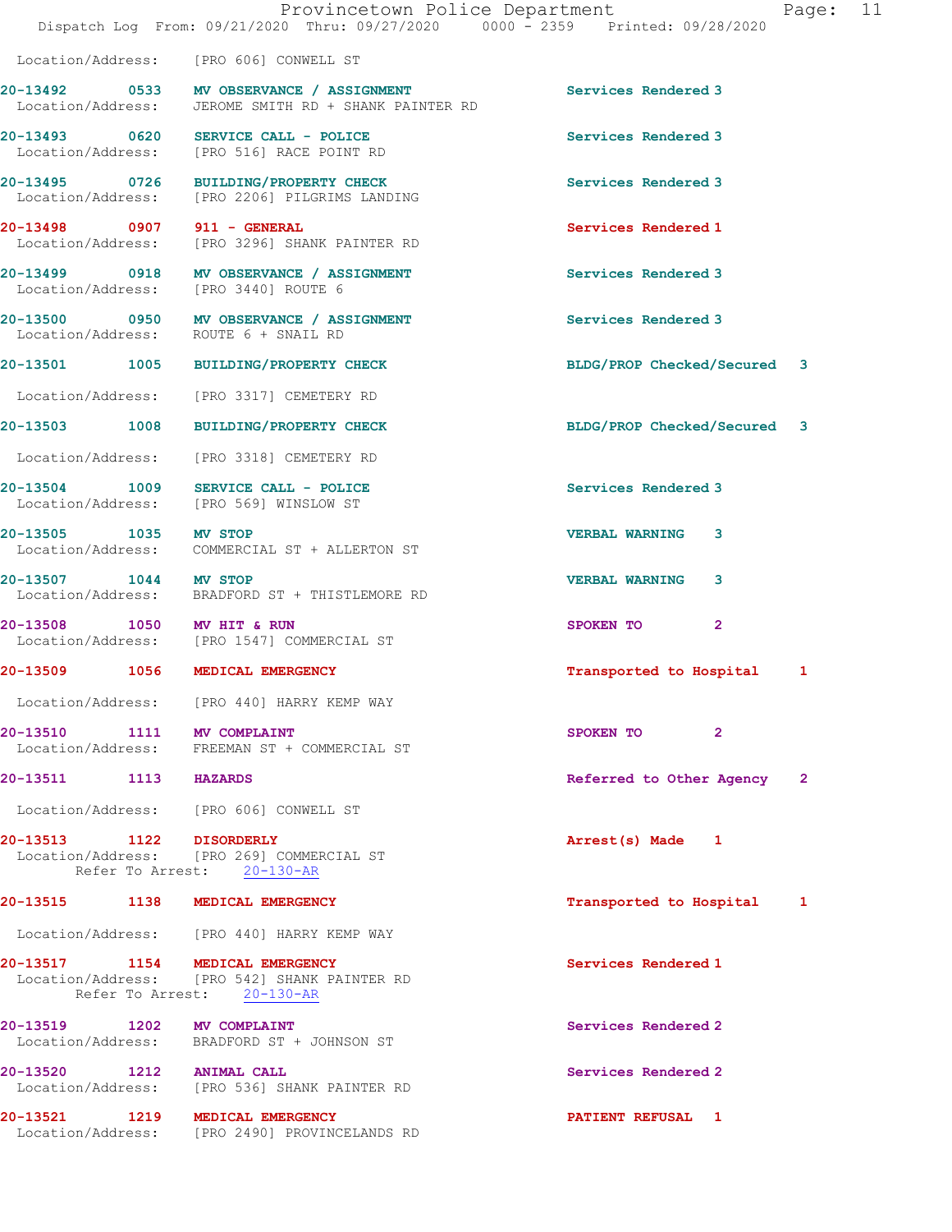Location/Address: [PRO 606] CONWELL ST

| Call # | Time | Call Type | Disposition |
|---|---|---|---|
| 20-13492 | 0533 | MV OBSERVANCE / ASSIGNMENT | Services Rendered 3 |
| | | Location/Address: JEROME SMITH RD + SHANK PAINTER RD | |
| 20-13493 | 0620 | SERVICE CALL - POLICE | Services Rendered 3 |
| | | Location/Address: [PRO 516] RACE POINT RD | |
| 20-13495 | 0726 | BUILDING/PROPERTY CHECK | Services Rendered 3 |
| | | Location/Address: [PRO 2206] PILGRIMS LANDING | |
| 20-13498 | 0907 | 911 - GENERAL | Services Rendered 1 |
| | | Location/Address: [PRO 3296] SHANK PAINTER RD | |
| 20-13499 | 0918 | MV OBSERVANCE / ASSIGNMENT | Services Rendered 3 |
| | | Location/Address: [PRO 3440] ROUTE 6 | |
| 20-13500 | 0950 | MV OBSERVANCE / ASSIGNMENT | Services Rendered 3 |
| | | Location/Address: ROUTE 6 + SNAIL RD | |
| 20-13501 | 1005 | BUILDING/PROPERTY CHECK | BLDG/PROP Checked/Secured 3 |
| | | Location/Address: [PRO 3317] CEMETERY RD | |
| 20-13503 | 1008 | BUILDING/PROPERTY CHECK | BLDG/PROP Checked/Secured 3 |
| | | Location/Address: [PRO 3318] CEMETERY RD | |
| 20-13504 | 1009 | SERVICE CALL - POLICE | Services Rendered 3 |
| | | Location/Address: [PRO 569] WINSLOW ST | |
| 20-13505 | 1035 | MV STOP | VERBAL WARNING 3 |
| | | Location/Address: COMMERCIAL ST + ALLERTON ST | |
| 20-13507 | 1044 | MV STOP | VERBAL WARNING 3 |
| | | Location/Address: BRADFORD ST + THISTLEMORE RD | |
| 20-13508 | 1050 | MV HIT & RUN | SPOKEN TO 2 |
| | | Location/Address: [PRO 1547] COMMERCIAL ST | |
| 20-13509 | 1056 | MEDICAL EMERGENCY | Transported to Hospital 1 |
| | | Location/Address: [PRO 440] HARRY KEMP WAY | |
| 20-13510 | 1111 | MV COMPLAINT | SPOKEN TO 2 |
| | | Location/Address: FREEMAN ST + COMMERCIAL ST | |
| 20-13511 | 1113 | HAZARDS | Referred to Other Agency 2 |
| | | Location/Address: [PRO 606] CONWELL ST | |
| 20-13513 | 1122 | DISORDERLY | Arrest(s) Made 1 |
| | | Location/Address: [PRO 269] COMMERCIAL ST; Refer To Arrest: 20-130-AR | |
| 20-13515 | 1138 | MEDICAL EMERGENCY | Transported to Hospital 1 |
| | | Location/Address: [PRO 440] HARRY KEMP WAY | |
| 20-13517 | 1154 | MEDICAL EMERGENCY | Services Rendered 1 |
| | | Location/Address: [PRO 542] SHANK PAINTER RD; Refer To Arrest: 20-130-AR | |
| 20-13519 | 1202 | MV COMPLAINT | Services Rendered 2 |
| | | Location/Address: BRADFORD ST + JOHNSON ST | |
| 20-13520 | 1212 | ANIMAL CALL | Services Rendered 2 |
| | | Location/Address: [PRO 536] SHANK PAINTER RD | |
| 20-13521 | 1219 | MEDICAL EMERGENCY | PATIENT REFUSAL 1 |
| | | Location/Address: [PRO 2490] PROVINCELANDS RD | |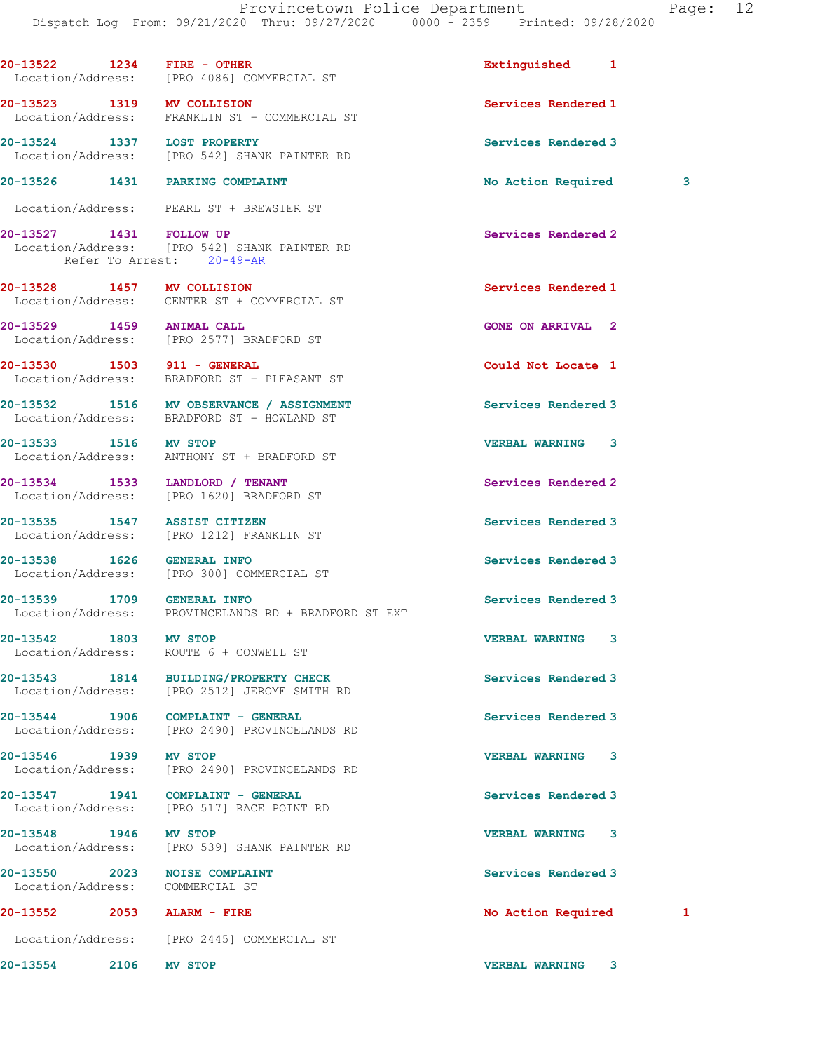20-13522 1234 **FIRE - OTHER** Extinguished 1
Location/Address: [PRO 4086] COMMERCIAL ST

20-13523 1319 **MV COLLISION** Services Rendered 1
Location/Address: FRANKLIN ST + COMMERCIAL ST

20-13524 1337 **LOST PROPERTY** Services Rendered 3
Location/Address: [PRO 542] SHANK PAINTER RD

20-13526 1431 **PARKING COMPLAINT** No Action Required 3
Location/Address: PEARL ST + BREWSTER ST

20-13527 1431 **FOLLOW UP** Services Rendered 2
Location/Address: [PRO 542] SHANK PAINTER RD
Refer To Arrest: 20-49-AR

20-13528 1457 **MV COLLISION** Services Rendered 1
Location/Address: CENTER ST + COMMERCIAL ST

20-13529 1459 **ANIMAL CALL** GONE ON ARRIVAL 2
Location/Address: [PRO 2577] BRADFORD ST

20-13530 1503 **911 - GENERAL** Could Not Locate 1
Location/Address: BRADFORD ST + PLEASANT ST

20-13532 1516 **MV OBSERVANCE / ASSIGNMENT** Services Rendered 3
Location/Address: BRADFORD ST + HOWLAND ST

20-13533 1516 **MV STOP** VERBAL WARNING 3
Location/Address: ANTHONY ST + BRADFORD ST

20-13534 1533 **LANDLORD / TENANT** Services Rendered 2
Location/Address: [PRO 1620] BRADFORD ST

20-13535 1547 **ASSIST CITIZEN** Services Rendered 3
Location/Address: [PRO 1212] FRANKLIN ST

20-13538 1626 **GENERAL INFO** Services Rendered 3
Location/Address: [PRO 300] COMMERCIAL ST

20-13539 1709 **GENERAL INFO** Services Rendered 3
Location/Address: PROVINCELANDS RD + BRADFORD ST EXT

20-13542 1803 **MV STOP** VERBAL WARNING 3
Location/Address: ROUTE 6 + CONWELL ST

20-13543 1814 **BUILDING/PROPERTY CHECK** Services Rendered 3
Location/Address: [PRO 2512] JEROME SMITH RD

20-13544 1906 **COMPLAINT - GENERAL** Services Rendered 3
Location/Address: [PRO 2490] PROVINCELANDS RD

20-13546 1939 **MV STOP** VERBAL WARNING 3
Location/Address: [PRO 2490] PROVINCELANDS RD

20-13547 1941 **COMPLAINT - GENERAL** Services Rendered 3
Location/Address: [PRO 517] RACE POINT RD

20-13548 1946 **MV STOP** VERBAL WARNING 3
Location/Address: [PRO 539] SHANK PAINTER RD

20-13550 2023 **NOISE COMPLAINT** Services Rendered 3
Location/Address: COMMERCIAL ST

20-13552 2053 **ALARM - FIRE** No Action Required 1
Location/Address: [PRO 2445] COMMERCIAL ST

20-13554 2106 **MV STOP** VERBAL WARNING 3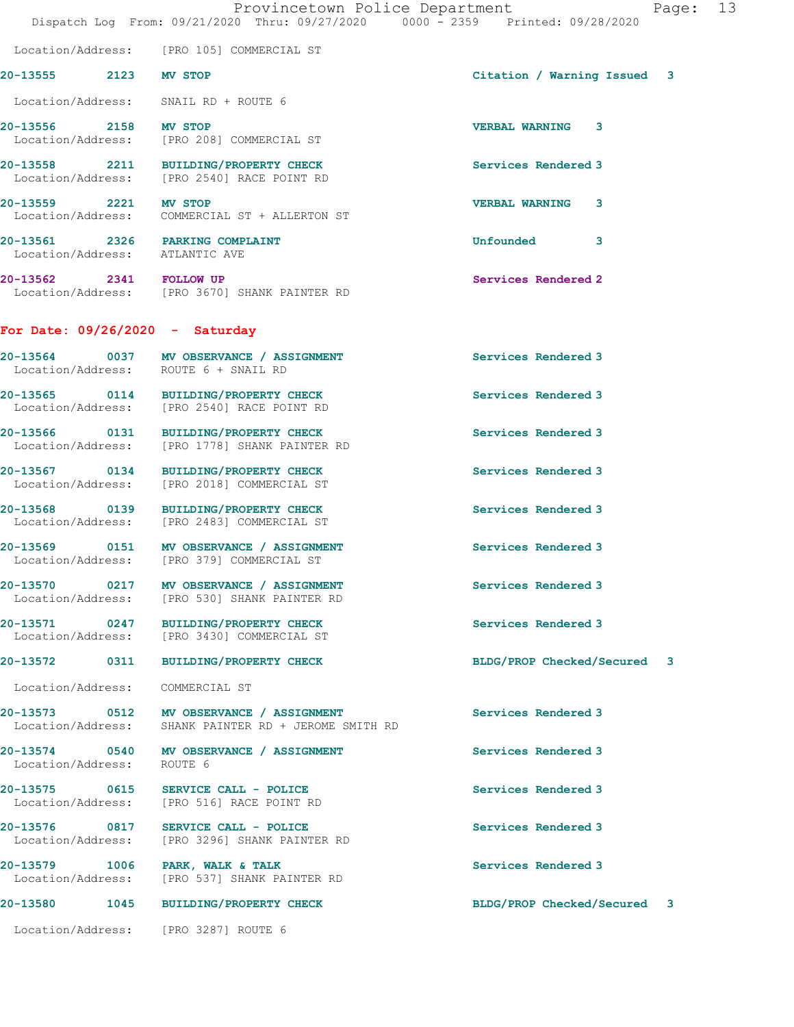Location/Address: [PRO 105] COMMERCIAL ST

**20-13555** 2123 **MV STOP** Citation / Warning Issued 3
Location/Address: SNAIL RD + ROUTE 6

**20-13556** 2158 **MV STOP** VERBAL WARNING 3
Location/Address: [PRO 208] COMMERCIAL ST

**20-13558** 2211 **BUILDING/PROPERTY CHECK** Services Rendered 3
Location/Address: [PRO 2540] RACE POINT RD

**20-13559** 2221 **MV STOP** VERBAL WARNING 3
Location/Address: COMMERCIAL ST + ALLERTON ST

**20-13561** 2326 **PARKING COMPLAINT** Unfounded 3
Location/Address: ATLANTIC AVE

**20-13562** 2341 **FOLLOW UP** Services Rendered 2
Location/Address: [PRO 3670] SHANK PAINTER RD

## For Date: 09/26/2020 - Saturday

**20-13564** 0037 **MV OBSERVANCE / ASSIGNMENT** Services Rendered 3
Location/Address: ROUTE 6 + SNAIL RD

**20-13565** 0114 **BUILDING/PROPERTY CHECK** Services Rendered 3
Location/Address: [PRO 2540] RACE POINT RD

**20-13566** 0131 **BUILDING/PROPERTY CHECK** Services Rendered 3
Location/Address: [PRO 1778] SHANK PAINTER RD

**20-13567** 0134 **BUILDING/PROPERTY CHECK** Services Rendered 3
Location/Address: [PRO 2018] COMMERCIAL ST

**20-13568** 0139 **BUILDING/PROPERTY CHECK** Services Rendered 3
Location/Address: [PRO 2483] COMMERCIAL ST

**20-13569** 0151 **MV OBSERVANCE / ASSIGNMENT** Services Rendered 3
Location/Address: [PRO 379] COMMERCIAL ST

**20-13570** 0217 **MV OBSERVANCE / ASSIGNMENT** Services Rendered 3
Location/Address: [PRO 530] SHANK PAINTER RD

**20-13571** 0247 **BUILDING/PROPERTY CHECK** Services Rendered 3
Location/Address: [PRO 3430] COMMERCIAL ST

**20-13572** 0311 **BUILDING/PROPERTY CHECK** BLDG/PROP Checked/Secured 3
Location/Address: COMMERCIAL ST

**20-13573** 0512 **MV OBSERVANCE / ASSIGNMENT** Services Rendered 3
Location/Address: SHANK PAINTER RD + JEROME SMITH RD

**20-13574** 0540 **MV OBSERVANCE / ASSIGNMENT** Services Rendered 3
Location/Address: ROUTE 6

**20-13575** 0615 **SERVICE CALL - POLICE** Services Rendered 3
Location/Address: [PRO 516] RACE POINT RD

**20-13576** 0817 **SERVICE CALL - POLICE** Services Rendered 3
Location/Address: [PRO 3296] SHANK PAINTER RD

**20-13579** 1006 **PARK, WALK & TALK** Services Rendered 3
Location/Address: [PRO 537] SHANK PAINTER RD

**20-13580** 1045 **BUILDING/PROPERTY CHECK** BLDG/PROP Checked/Secured 3
Location/Address: [PRO 3287] ROUTE 6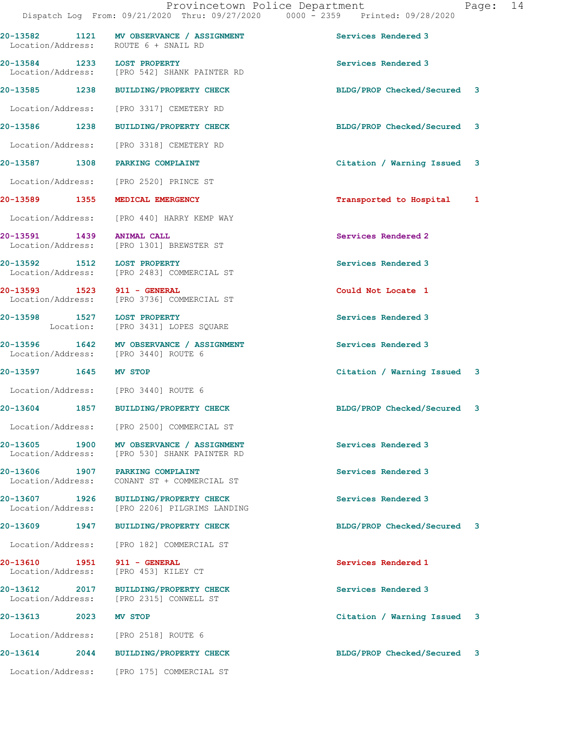20-13582 1121 MV OBSERVANCE / ASSIGNMENT Services Rendered 3
Location/Address: ROUTE 6 + SNAIL RD

20-13584 1233 LOST PROPERTY Services Rendered 3
Location/Address: [PRO 542] SHANK PAINTER RD

20-13585 1238 BUILDING/PROPERTY CHECK BLDG/PROP Checked/Secured 3
Location/Address: [PRO 3317] CEMETERY RD

20-13586 1238 BUILDING/PROPERTY CHECK BLDG/PROP Checked/Secured 3
Location/Address: [PRO 3318] CEMETERY RD

20-13587 1308 PARKING COMPLAINT Citation / Warning Issued 3
Location/Address: [PRO 2520] PRINCE ST

20-13589 1355 MEDICAL EMERGENCY Transported to Hospital 1
Location/Address: [PRO 440] HARRY KEMP WAY

20-13591 1439 ANIMAL CALL Services Rendered 2
Location/Address: [PRO 1301] BREWSTER ST

20-13592 1512 LOST PROPERTY Services Rendered 3
Location/Address: [PRO 2483] COMMERCIAL ST

20-13593 1523 911 - GENERAL Could Not Locate 1
Location/Address: [PRO 3736] COMMERCIAL ST

20-13598 1527 LOST PROPERTY Services Rendered 3
Location: [PRO 3431] LOPES SQUARE

20-13596 1642 MV OBSERVANCE / ASSIGNMENT Services Rendered 3
Location/Address: [PRO 3440] ROUTE 6

20-13597 1645 MV STOP Citation / Warning Issued 3
Location/Address: [PRO 3440] ROUTE 6

20-13604 1857 BUILDING/PROPERTY CHECK BLDG/PROP Checked/Secured 3
Location/Address: [PRO 2500] COMMERCIAL ST

20-13605 1900 MV OBSERVANCE / ASSIGNMENT Services Rendered 3
Location/Address: [PRO 530] SHANK PAINTER RD

20-13606 1907 PARKING COMPLAINT Services Rendered 3
Location/Address: CONANT ST + COMMERCIAL ST

20-13607 1926 BUILDING/PROPERTY CHECK Services Rendered 3
Location/Address: [PRO 2206] PILGRIMS LANDING

20-13609 1947 BUILDING/PROPERTY CHECK BLDG/PROP Checked/Secured 3
Location/Address: [PRO 182] COMMERCIAL ST

20-13610 1951 911 - GENERAL Services Rendered 1
Location/Address: [PRO 453] KILEY CT

20-13612 2017 BUILDING/PROPERTY CHECK Services Rendered 3
Location/Address: [PRO 2315] CONWELL ST

20-13613 2023 MV STOP Citation / Warning Issued 3
Location/Address: [PRO 2518] ROUTE 6

20-13614 2044 BUILDING/PROPERTY CHECK BLDG/PROP Checked/Secured 3
Location/Address: [PRO 175] COMMERCIAL ST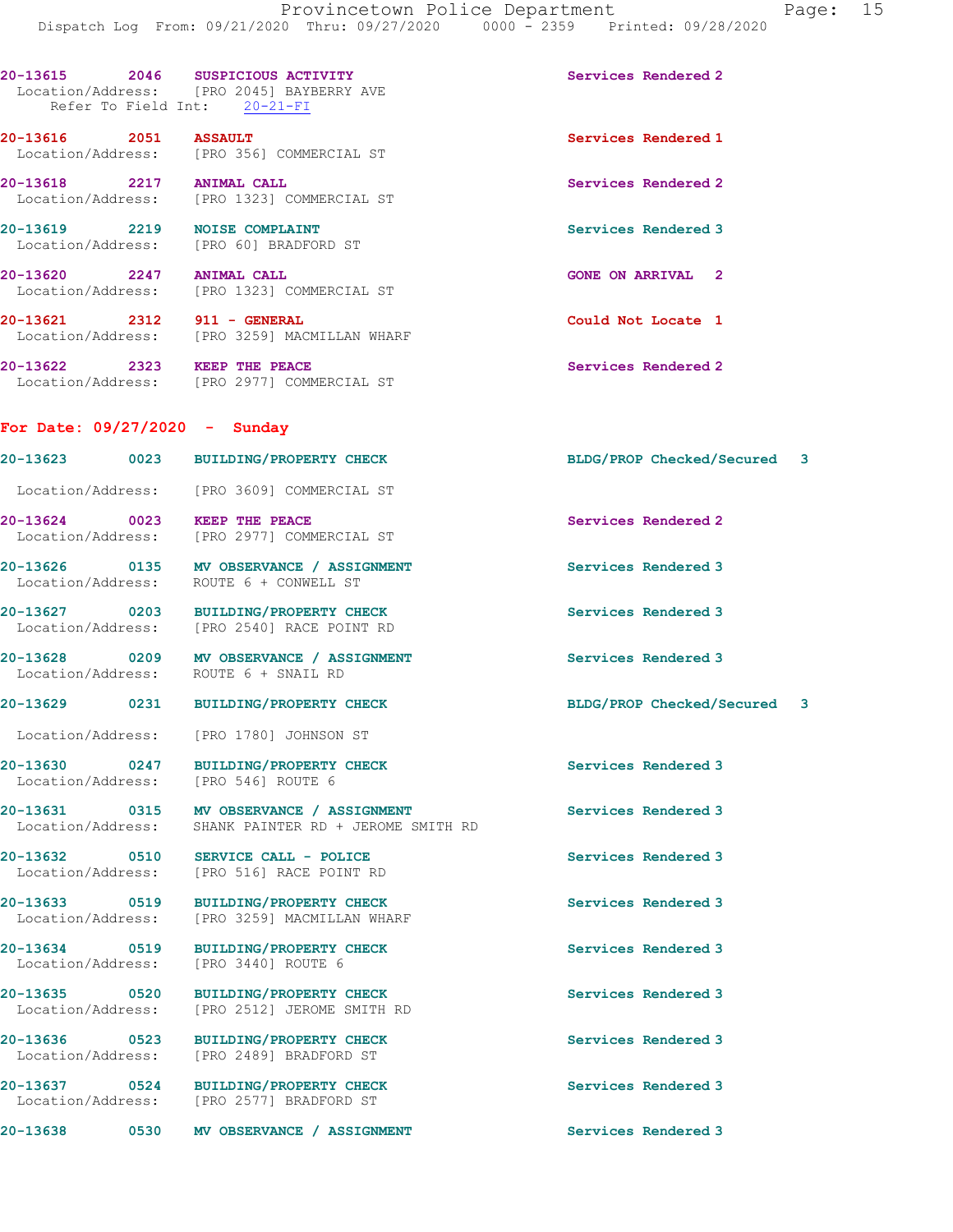20-13615 2046 SUSPICIOUS ACTIVITY Services Rendered 2
Location/Address: [PRO 2045] BAYBERRY AVE
Refer To Field Int: 20-21-FI

20-13616 2051 ASSAULT Services Rendered 1
Location/Address: [PRO 356] COMMERCIAL ST

20-13618 2217 ANIMAL CALL Services Rendered 2
Location/Address: [PRO 1323] COMMERCIAL ST

20-13619 2219 NOISE COMPLAINT Services Rendered 3
Location/Address: [PRO 60] BRADFORD ST

20-13620 2247 ANIMAL CALL GONE ON ARRIVAL 2
Location/Address: [PRO 1323] COMMERCIAL ST

20-13621 2312 911 - GENERAL Could Not Locate 1
Location/Address: [PRO 3259] MACMILLAN WHARF

20-13622 2323 KEEP THE PEACE Services Rendered 2
Location/Address: [PRO 2977] COMMERCIAL ST

## For Date: 09/27/2020 - Sunday

20-13623 0023 BUILDING/PROPERTY CHECK BLDG/PROP Checked/Secured 3
Location/Address: [PRO 3609] COMMERCIAL ST

20-13624 0023 KEEP THE PEACE Services Rendered 2
Location/Address: [PRO 2977] COMMERCIAL ST

20-13626 0135 MV OBSERVANCE / ASSIGNMENT Services Rendered 3
Location/Address: ROUTE 6 + CONWELL ST

20-13627 0203 BUILDING/PROPERTY CHECK Services Rendered 3
Location/Address: [PRO 2540] RACE POINT RD

20-13628 0209 MV OBSERVANCE / ASSIGNMENT Services Rendered 3
Location/Address: ROUTE 6 + SNAIL RD

20-13629 0231 BUILDING/PROPERTY CHECK BLDG/PROP Checked/Secured 3
Location/Address: [PRO 1780] JOHNSON ST

20-13630 0247 BUILDING/PROPERTY CHECK Services Rendered 3
Location/Address: [PRO 546] ROUTE 6

20-13631 0315 MV OBSERVANCE / ASSIGNMENT Services Rendered 3
Location/Address: SHANK PAINTER RD + JEROME SMITH RD

20-13632 0510 SERVICE CALL - POLICE Services Rendered 3
Location/Address: [PRO 516] RACE POINT RD

20-13633 0519 BUILDING/PROPERTY CHECK Services Rendered 3
Location/Address: [PRO 3259] MACMILLAN WHARF

20-13634 0519 BUILDING/PROPERTY CHECK Services Rendered 3
Location/Address: [PRO 3440] ROUTE 6

20-13635 0520 BUILDING/PROPERTY CHECK Services Rendered 3
Location/Address: [PRO 2512] JEROME SMITH RD

20-13636 0523 BUILDING/PROPERTY CHECK Services Rendered 3
Location/Address: [PRO 2489] BRADFORD ST

20-13637 0524 BUILDING/PROPERTY CHECK Services Rendered 3
Location/Address: [PRO 2577] BRADFORD ST

20-13638 0530 MV OBSERVANCE / ASSIGNMENT Services Rendered 3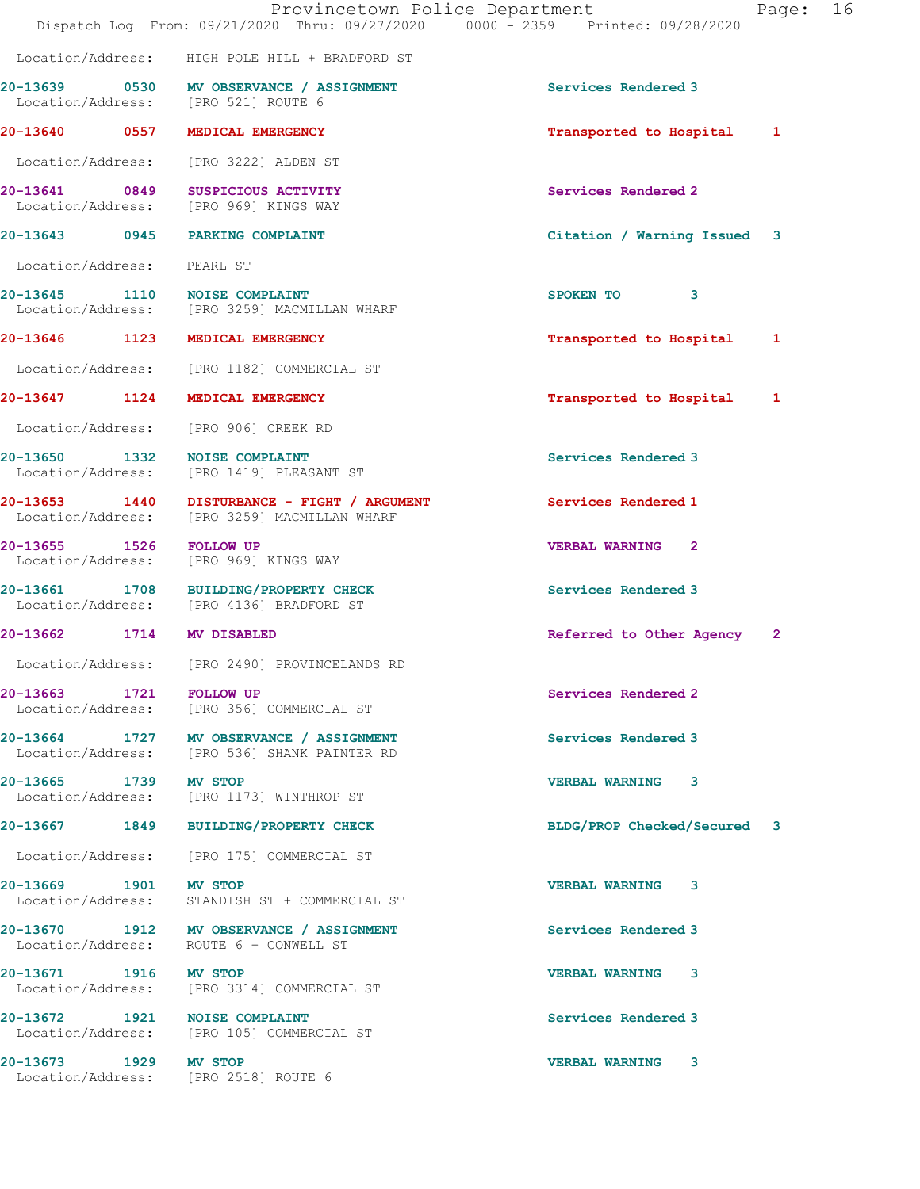Location/Address: HIGH POLE HILL + BRADFORD ST

20-13639 0530 MV OBSERVANCE / ASSIGNMENT Services Rendered 3
Location/Address: [PRO 521] ROUTE 6

20-13640 0557 MEDICAL EMERGENCY Transported to Hospital 1
Location/Address: [PRO 3222] ALDEN ST

20-13641 0849 SUSPICIOUS ACTIVITY Services Rendered 2
Location/Address: [PRO 969] KINGS WAY

20-13643 0945 PARKING COMPLAINT Citation / Warning Issued 3
Location/Address: PEARL ST

20-13645 1110 NOISE COMPLAINT SPOKEN TO 3
Location/Address: [PRO 3259] MACMILLAN WHARF

20-13646 1123 MEDICAL EMERGENCY Transported to Hospital 1
Location/Address: [PRO 1182] COMMERCIAL ST

20-13647 1124 MEDICAL EMERGENCY Transported to Hospital 1
Location/Address: [PRO 906] CREEK RD

20-13650 1332 NOISE COMPLAINT Services Rendered 3
Location/Address: [PRO 1419] PLEASANT ST

20-13653 1440 DISTURBANCE - FIGHT / ARGUMENT Services Rendered 1
Location/Address: [PRO 3259] MACMILLAN WHARF

20-13655 1526 FOLLOW UP VERBAL WARNING 2
Location/Address: [PRO 969] KINGS WAY

20-13661 1708 BUILDING/PROPERTY CHECK Services Rendered 3
Location/Address: [PRO 4136] BRADFORD ST

20-13662 1714 MV DISABLED Referred to Other Agency 2
Location/Address: [PRO 2490] PROVINCELANDS RD

20-13663 1721 FOLLOW UP Services Rendered 2
Location/Address: [PRO 356] COMMERCIAL ST

20-13664 1727 MV OBSERVANCE / ASSIGNMENT Services Rendered 3
Location/Address: [PRO 536] SHANK PAINTER RD

20-13665 1739 MV STOP VERBAL WARNING 3
Location/Address: [PRO 1173] WINTHROP ST

20-13667 1849 BUILDING/PROPERTY CHECK BLDG/PROP Checked/Secured 3
Location/Address: [PRO 175] COMMERCIAL ST

20-13669 1901 MV STOP VERBAL WARNING 3
Location/Address: STANDISH ST + COMMERCIAL ST

20-13670 1912 MV OBSERVANCE / ASSIGNMENT Services Rendered 3
Location/Address: ROUTE 6 + CONWELL ST

20-13671 1916 MV STOP VERBAL WARNING 3
Location/Address: [PRO 3314] COMMERCIAL ST

20-13672 1921 NOISE COMPLAINT Services Rendered 3
Location/Address: [PRO 105] COMMERCIAL ST

20-13673 1929 MV STOP VERBAL WARNING 3
Location/Address: [PRO 2518] ROUTE 6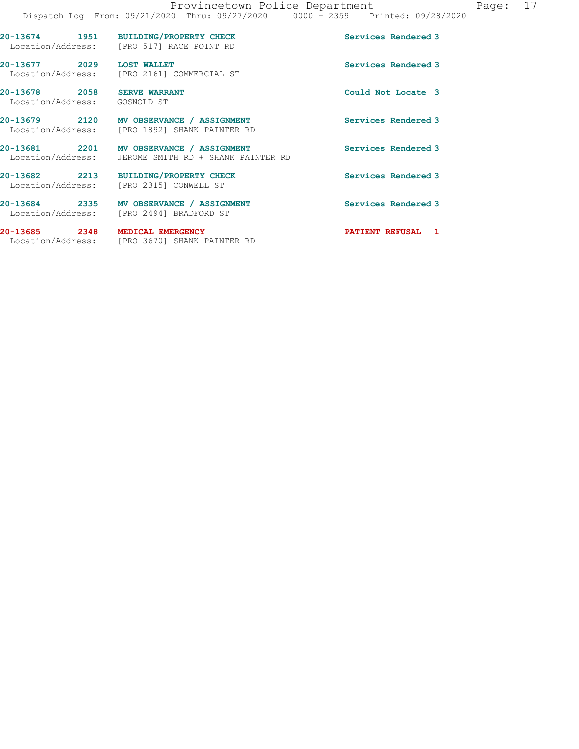20-13674 1951 **BUILDING/PROPERTY CHECK** Services Rendered 3
Location/Address: [PRO 517] RACE POINT RD

20-13677 2029 **LOST WALLET** Services Rendered 3
Location/Address: [PRO 2161] COMMERCIAL ST

20-13678 2058 **SERVE WARRANT** Could Not Locate 3
Location/Address: GOSNOLD ST

20-13679 2120 **MV OBSERVANCE / ASSIGNMENT** Services Rendered 3
Location/Address: [PRO 1892] SHANK PAINTER RD

20-13681 2201 **MV OBSERVANCE / ASSIGNMENT** Services Rendered 3
Location/Address: JEROME SMITH RD + SHANK PAINTER RD

20-13682 2213 **BUILDING/PROPERTY CHECK** Services Rendered 3
Location/Address: [PRO 2315] CONWELL ST

20-13684 2335 **MV OBSERVANCE / ASSIGNMENT** Services Rendered 3
Location/Address: [PRO 2494] BRADFORD ST

20-13685 2348 **MEDICAL EMERGENCY** PATIENT REFUSAL 1
Location/Address: [PRO 3670] SHANK PAINTER RD